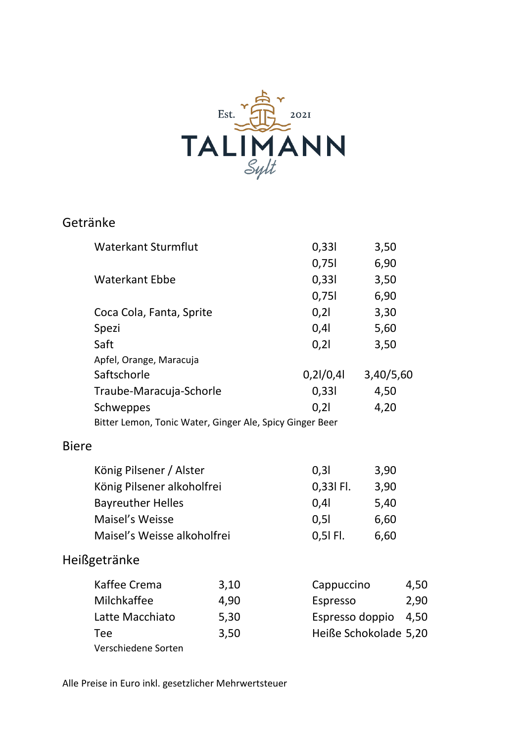Est. 2021

# TALIMANN

Sylt

## Getränke

| | | |
|---|---|---|
| Waterkant Sturmflut | 0,33l | 3,50 |
| | 0,75l | 6,90 |
| Waterkant Ebbe | 0,33l | 3,50 |
| | 0,75l | 6,90 |
| Coca Cola, Fanta, Sprite | 0,2l | 3,30 |
| Spezi | 0,4l | 5,60 |
| Saft | 0,2l | 3,50 |
| Apfel, Orange, Maracuja | | |
| Saftschorle | 0,2l/0,4l | 3,40/5,60 |
| Traube-Maracuja-Schorle | 0,33l | 4,50 |
| Schweppes | 0,2l | 4,20 |
| Bitter Lemon, Tonic Water, Ginger Ale, Spicy Ginger Beer | | |

## Biere

| | | |
|---|---|---|
| König Pilsener / Alster | 0,3l | 3,90 |
| König Pilsener alkoholfrei | 0,33l Fl. | 3,90 |
| Bayreuther Helles | 0,4l | 5,40 |
| Maisel's Weisse | 0,5l | 6,60 |
| Maisel's Weisse alkoholfrei | 0,5l Fl. | 6,60 |

## Heißgetränke

| | |
|---|---|
| Kaffee Crema | 3,10 |
| Milchkaffee | 4,90 |
| Latte Macchiato | 5,30 |
| Tee | 3,50 |
| Verschiedene Sorten | |
| Cappuccino | 4,50 |
| Espresso | 2,90 |
| Espresso doppio | 4,50 |
| Heiße Schokolade | 5,20 |

Alle Preise in Euro inkl. gesetzlicher Mehrwertsteuer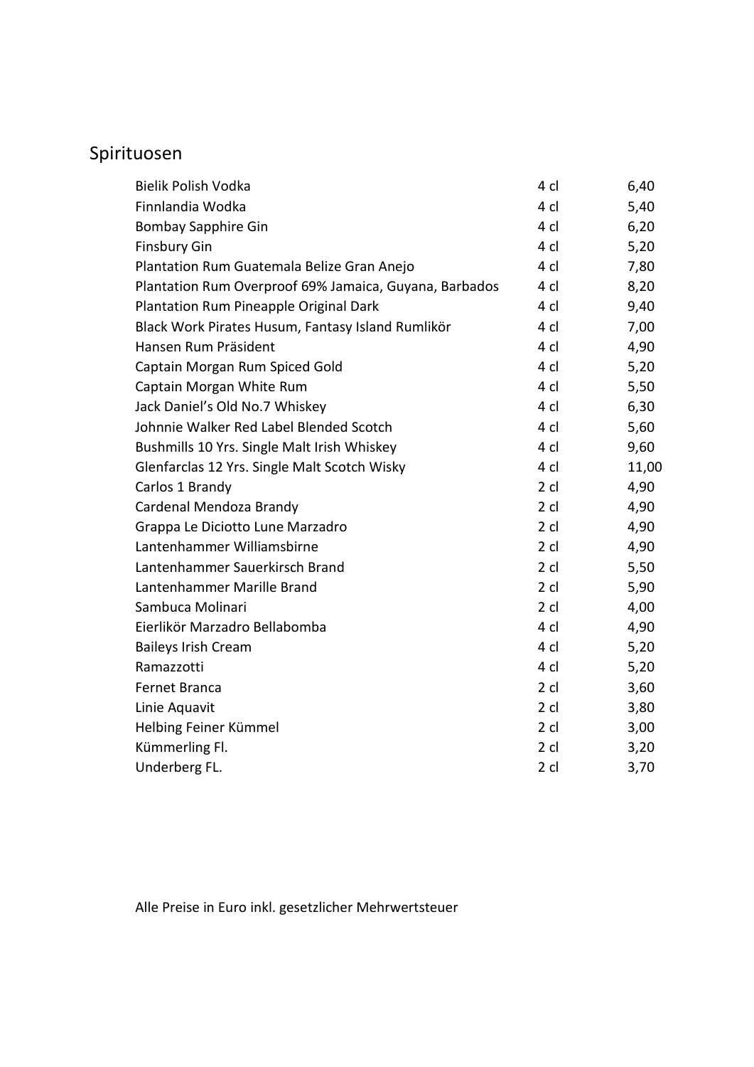## Spirituosen

| | | |
|---|---|---|
| Bielik Polish Vodka | 4 cl | 6,40 |
| Finnlandia Wodka | 4 cl | 5,40 |
| Bombay Sapphire Gin | 4 cl | 6,20 |
| Finsbury Gin | 4 cl | 5,20 |
| Plantation Rum Guatemala Belize Gran Anejo | 4 cl | 7,80 |
| Plantation Rum Overproof 69% Jamaica, Guyana, Barbados | 4 cl | 8,20 |
| Plantation Rum Pineapple Original Dark | 4 cl | 9,40 |
| Black Work Pirates Husum, Fantasy Island Rumlikör | 4 cl | 7,00 |
| Hansen Rum Präsident | 4 cl | 4,90 |
| Captain Morgan Rum Spiced Gold | 4 cl | 5,20 |
| Captain Morgan White Rum | 4 cl | 5,50 |
| Jack Daniel's Old No.7 Whiskey | 4 cl | 6,30 |
| Johnnie Walker Red Label Blended Scotch | 4 cl | 5,60 |
| Bushmills 10 Yrs. Single Malt Irish Whiskey | 4 cl | 9,60 |
| Glenfarclas 12 Yrs. Single Malt Scotch Wisky | 4 cl | 11,00 |
| Carlos 1 Brandy | 2 cl | 4,90 |
| Cardenal Mendoza Brandy | 2 cl | 4,90 |
| Grappa Le Diciotto Lune Marzadro | 2 cl | 4,90 |
| Lantenhammer Williamsbirne | 2 cl | 4,90 |
| Lantenhammer Sauerkirsch Brand | 2 cl | 5,50 |
| Lantenhammer Marille Brand | 2 cl | 5,90 |
| Sambuca Molinari | 2 cl | 4,00 |
| Eierlikör Marzadro Bellabomba | 4 cl | 4,90 |
| Baileys Irish Cream | 4 cl | 5,20 |
| Ramazzotti | 4 cl | 5,20 |
| Fernet Branca | 2 cl | 3,60 |
| Linie Aquavit | 2 cl | 3,80 |
| Helbing Feiner Kümmel | 2 cl | 3,00 |
| Kümmerling Fl. | 2 cl | 3,20 |
| Underberg FL. | 2 cl | 3,70 |

Alle Preise in Euro inkl. gesetzlicher Mehrwertsteuer